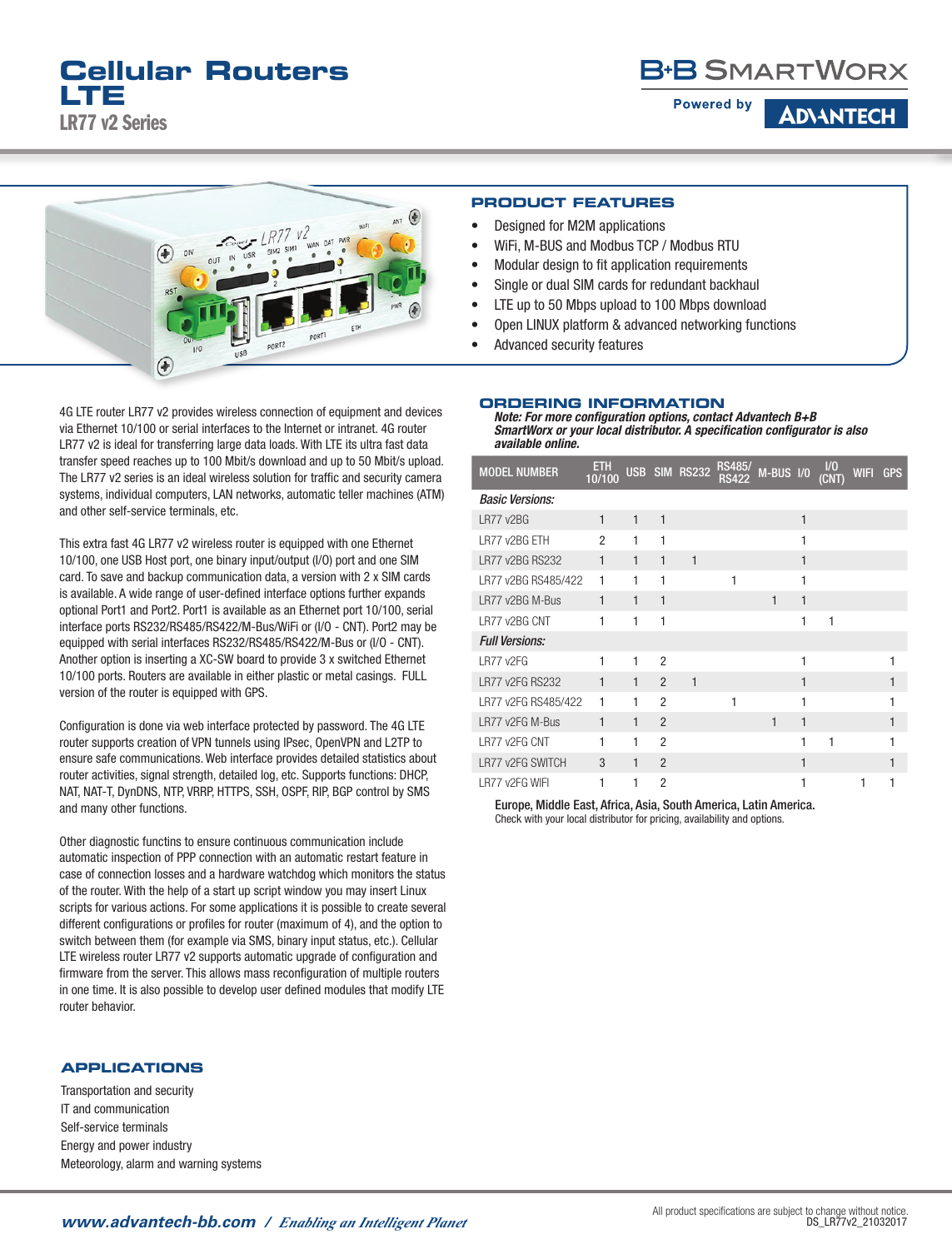# Cellular Routers LTE

## LR77 v2 Series

B+B SMARTWORX

Powered by ADVANTECH

## PRODUCT FEATURES

- Designed for M2M applications
- WiFi, M-BUS and Modbus TCP / Modbus RTU
- Modular design to fit application requirements
- Single or dual SIM cards for redundant backhaul
- LTE up to 50 Mbps upload to 100 Mbps download
- Open LINUX platform & advanced networking functions
- Advanced security features

4G LTE router LR77 v2 provides wireless connection of equipment and devices via Ethernet 10/100 or serial interfaces to the Internet or intranet. 4G router LR77 v2 is ideal for transferring large data loads. With LTE its ultra fast data transfer speed reaches up to 100 Mbit/s download and up to 50 Mbit/s upload. The LR77 v2 series is an ideal wireless solution for traffic and security camera systems, individual computers, LAN networks, automatic teller machines (ATM) and other self-service terminals, etc.

This extra fast 4G LR77 v2 wireless router is equipped with one Ethernet 10/100, one USB Host port, one binary input/output (I/O) port and one SIM card. To save and backup communication data, a version with 2 x SIM cards is available. A wide range of user-defined interface options further expands optional Port1 and Port2. Port1 is available as an Ethernet port 10/100, serial interface ports RS232/RS485/RS422/M-Bus/WiFi or (I/O - CNT). Port2 may be equipped with serial interfaces RS232/RS485/RS422/M-Bus or (I/O - CNT). Another option is inserting a XC-SW board to provide 3 x switched Ethernet 10/100 ports. Routers are available in either plastic or metal casings. FULL version of the router is equipped with GPS.

Configuration is done via web interface protected by password. The 4G LTE router supports creation of VPN tunnels using IPsec, OpenVPN and L2TP to ensure safe communications. Web interface provides detailed statistics about router activities, signal strength, detailed log, etc. Supports functions: DHCP, NAT, NAT-T, DynDNS, NTP, VRRP, HTTPS, SSH, OSPF, RIP, BGP control by SMS and many other functions.

Other diagnostic functins to ensure continuous communication include automatic inspection of PPP connection with an automatic restart feature in case of connection losses and a hardware watchdog which monitors the status of the router. With the help of a start up script window you may insert Linux scripts for various actions. For some applications it is possible to create several different configurations or profiles for router (maximum of 4), and the option to switch between them (for example via SMS, binary input status, etc.). Cellular LTE wireless router LR77 v2 supports automatic upgrade of configuration and firmware from the server. This allows mass reconfiguration of multiple routers in one time. It is also possible to develop user defined modules that modify LTE router behavior.

## ORDERING INFORMATION

***Note: For more configuration options, contact Advantech B+B SmartWorx or your local distributor. A specification configurator is also available online.***

| MODEL NUMBER | ETH 10/100 | USB | SIM | RS232 | RS485/ RS422 | M-BUS | I/O | I/O (CNT) | WIFI | GPS |
|---|---|---|---|---|---|---|---|---|---|---|
| ***Basic Versions:*** | | | | | | | | | | |
| LR77 v2BG | 1 | 1 | 1 | | | | 1 | | | |
| LR77 v2BG ETH | 2 | 1 | 1 | | | | 1 | | | |
| LR77 v2BG RS232 | 1 | 1 | 1 | 1 | | | 1 | | | |
| LR77 v2BG RS485/422 | 1 | 1 | 1 | | 1 | | 1 | | | |
| LR77 v2BG M-Bus | 1 | 1 | 1 | | | 1 | 1 | | | |
| LR77 v2BG CNT | 1 | 1 | 1 | | | | 1 | 1 | | |
| ***Full Versions:*** | | | | | | | | | | |
| LR77 v2FG | 1 | 1 | 2 | | | | 1 | | | 1 |
| LR77 v2FG RS232 | 1 | 1 | 2 | 1 | | | 1 | | | 1 |
| LR77 v2FG RS485/422 | 1 | 1 | 2 | | 1 | | 1 | | | 1 |
| LR77 v2FG M-Bus | 1 | 1 | 2 | | | 1 | 1 | | | 1 |
| LR77 v2FG CNT | 1 | 1 | 2 | | | | 1 | 1 | | 1 |
| LR77 v2FG SWITCH | 3 | 1 | 2 | | | | 1 | | | 1 |
| LR77 v2FG WIFI | 1 | 1 | 2 | | | | 1 | | 1 | 1 |

Europe, Middle East, Africa, Asia, South America, Latin America.
Check with your local distributor for pricing, availability and options.

## APPLICATIONS

Transportation and security
IT and communication
Self-service terminals
Energy and power industry
Meteorology, alarm and warning systems

*www.advantech-bb.com / Enabling an Intelligent Planet*

All product specifications are subject to change without notice.
DS_LR77v2_21032017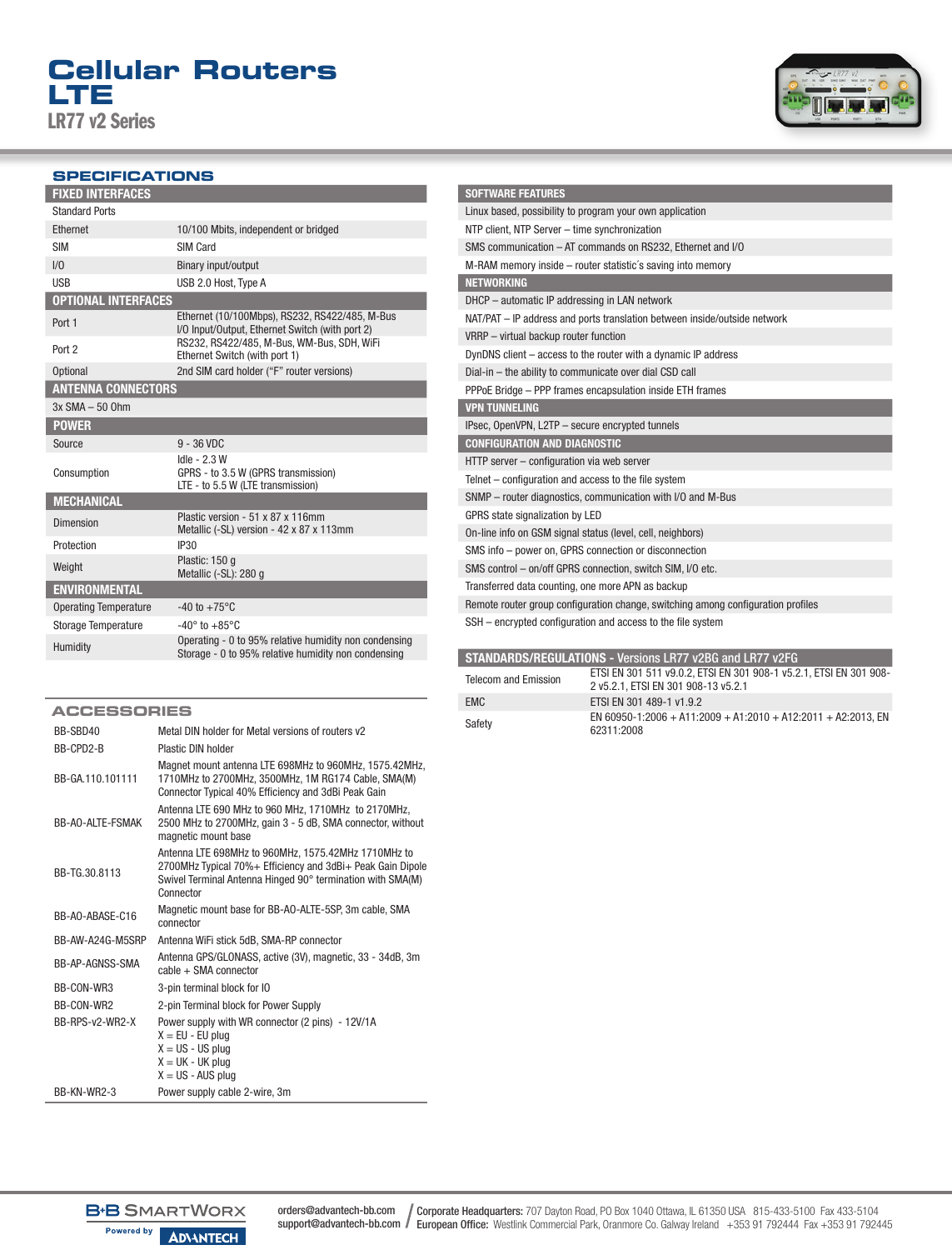# Cellular Routers LTE

## LR77 v2 Series

## SPECIFICATIONS

| FIXED INTERFACES | |
|---|---|
| Standard Ports | |
| Ethernet | 10/100 Mbits, independent or bridged |
| SIM | SIM Card |
| I/O | Binary input/output |
| USB | USB 2.0 Host, Type A |
| **OPTIONAL INTERFACES** | |
| Port 1 | Ethernet (10/100Mbps), RS232, RS422/485, M-Bus I/O Input/Output, Ethernet Switch (with port 2) |
| Port 2 | RS232, RS422/485, M-Bus, WM-Bus, SDH, WiFi Ethernet Switch (with port 1) |
| Optional | 2nd SIM card holder ("F" router versions) |
| **ANTENNA CONNECTORS** | |
| 3x SMA – 50 Ohm | |
| **POWER** | |
| Source | 9 - 36 VDC |
| Consumption | Idle - 2.3 W<br>GPRS - to 3.5 W (GPRS transmission)<br>LTE - to 5.5 W (LTE transmission) |
| **MECHANICAL** | |
| Dimension | Plastic version - 51 x 87 x 116mm<br>Metallic (-SL) version - 42 x 87 x 113mm |
| Protection | IP30 |
| Weight | Plastic: 150 g<br>Metallic (-SL): 280 g |
| **ENVIRONMENTAL** | |
| Operating Temperature | -40 to +75°C |
| Storage Temperature | -40° to +85°C |
| Humidity | Operating - 0 to 95% relative humidity non condensing<br>Storage - 0 to 95% relative humidity non condensing |

| SOFTWARE FEATURES |
|---|
| Linux based, possibility to program your own application |
| NTP client, NTP Server – time synchronization |
| SMS communication – AT commands on RS232, Ethernet and I/O |
| M-RAM memory inside – router statistic´s saving into memory |
| **NETWORKING** |
| DHCP – automatic IP addressing in LAN network |
| NAT/PAT – IP address and ports translation between inside/outside network |
| VRRP – virtual backup router function |
| DynDNS client – access to the router with a dynamic IP address |
| Dial-in – the ability to communicate over dial CSD call |
| PPPoE Bridge – PPP frames encapsulation inside ETH frames |
| **VPN TUNNELING** |
| IPsec, OpenVPN, L2TP – secure encrypted tunnels |
| **CONFIGURATION AND DIAGNOSTIC** |
| HTTP server – configuration via web server |
| Telnet – configuration and access to the file system |
| SNMP – router diagnostics, communication with I/O and M-Bus |
| GPRS state signalization by LED |
| On-line info on GSM signal status (level, cell, neighbors) |
| SMS info – power on, GPRS connection or disconnection |
| SMS control – on/off GPRS connection, switch SIM, I/O etc. |
| Transferred data counting, one more APN as backup |
| Remote router group configuration change, switching among configuration profiles |
| SSH – encrypted configuration and access to the file system |

| STANDARDS/REGULATIONS - Versions LR77 v2BG and LR77 v2FG | |
|---|---|
| Telecom and Emission | ETSI EN 301 511 v9.0.2, ETSI EN 301 908-1 v5.2.1, ETSI EN 301 908-2 v5.2.1, ETSI EN 301 908-13 v5.2.1 |
| EMC | ETSI EN 301 489-1 v1.9.2 |
| Safety | EN 60950-1:2006 + A11:2009 + A1:2010 + A12:2011 + A2:2013, EN 62311:2008 |

## ACCESSORIES

| | |
|---|---|
| BB-SBD40 | Metal DIN holder for Metal versions of routers v2 |
| BB-CPD2-B | Plastic DIN holder |
| BB-GA.110.101111 | Magnet mount antenna LTE 698MHz to 960MHz, 1575.42MHz, 1710MHz to 2700MHz, 3500MHz, 1M RG174 Cable, SMA(M) Connector Typical 40% Efficiency and 3dBi Peak Gain |
| BB-AO-ALTE-FSMAK | Antenna LTE 690 MHz to 960 MHz, 1710MHz to 2170MHz, 2500 MHz to 2700MHz, gain 3 - 5 dB, SMA connector, without magnetic mount base |
| BB-TG.30.8113 | Antenna LTE 698MHz to 960MHz, 1575.42MHz 1710MHz to 2700MHz Typical 70%+ Efficiency and 3dBi+ Peak Gain Dipole Swivel Terminal Antenna Hinged 90° termination with SMA(M) Connector |
| BB-AO-ABASE-C16 | Magnetic mount base for BB-AO-ALTE-5SP, 3m cable, SMA connector |
| BB-AW-A24G-M5SRP | Antenna WiFi stick 5dB, SMA-RP connector |
| BB-AP-AGNSS-SMA | Antenna GPS/GLONASS, active (3V), magnetic, 33 - 34dB, 3m cable + SMA connector |
| BB-CON-WR3 | 3-pin terminal block for IO |
| BB-CON-WR2 | 2-pin Terminal block for Power Supply |
| BB-RPS-v2-WR2-X | Power supply with WR connector (2 pins) - 12V/1A<br>X = EU - EU plug<br>X = US - US plug<br>X = UK - UK plug<br>X = US - AUS plug |
| BB-KN-WR2-3 | Power supply cable 2-wire, 3m |

B+B SmartWorx Powered by Advantech

orders@advantech-bb.com
support@advantech-bb.com

**Corporate Headquarters:** 707 Dayton Road, PO Box 1040 Ottawa, IL 61350 USA 815-433-5100 Fax 433-5104
**European Office:** Westlink Commercial Park, Oranmore Co. Galway Ireland +353 91 792444 Fax +353 91 792445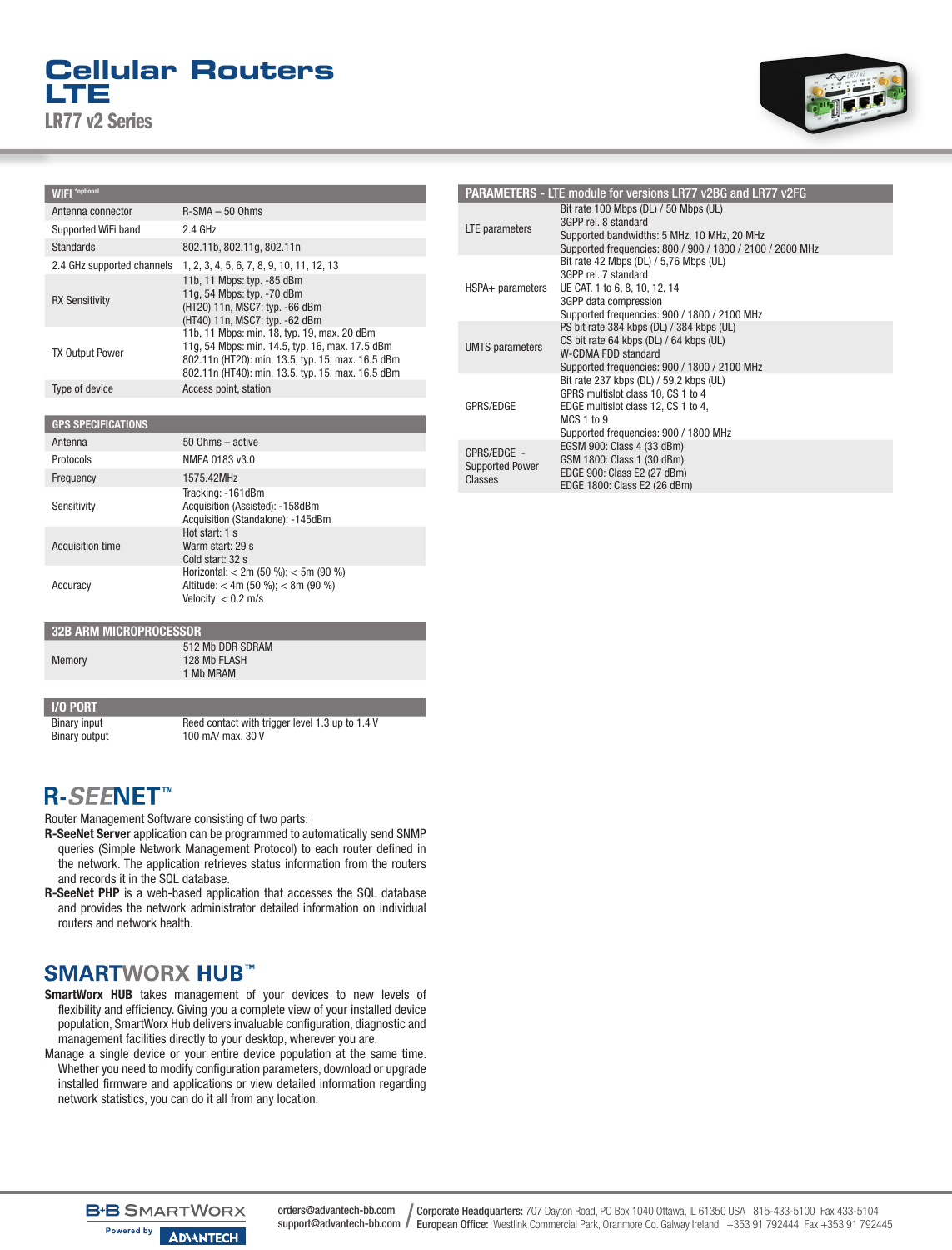# Cellular Routers LTE

## LR77 v2 Series

| WIFI *optional | |
|---|---|
| Antenna connector | R-SMA – 50 Ohms |
| Supported WiFi band | 2.4 GHz |
| Standards | 802.11b, 802.11g, 802.11n |
| 2.4 GHz supported channels | 1, 2, 3, 4, 5, 6, 7, 8, 9, 10, 11, 12, 13 |
| RX Sensitivity | 11b, 11 Mbps: typ. -85 dBm<br>11g, 54 Mbps: typ. -70 dBm<br>(HT20) 11n, MSC7: typ. -66 dBm<br>(HT40) 11n, MSC7: typ. -62 dBm |
| TX Output Power | 11b, 11 Mbps: min. 18, typ. 19, max. 20 dBm<br>11g, 54 Mbps: min. 14.5, typ. 16, max. 17.5 dBm<br>802.11n (HT20): min. 13.5, typ. 15, max. 16.5 dBm<br>802.11n (HT40): min. 13.5, typ. 15, max. 16.5 dBm |
| Type of device | Access point, station |

| GPS SPECIFICATIONS | |
|---|---|
| Antenna | 50 Ohms – active |
| Protocols | NMEA 0183 v3.0 |
| Frequency | 1575.42MHz |
| Sensitivity | Tracking: -161dBm<br>Acquisition (Assisted): -158dBm<br>Acquisition (Standalone): -145dBm |
| Acquisition time | Hot start: 1 s<br>Warm start: 29 s<br>Cold start: 32 s |
| Accuracy | Horizontal: < 2m (50 %); < 5m (90 %)<br>Altitude: < 4m (50 %); < 8m (90 %)<br>Velocity: < 0.2 m/s |

| 32B ARM MICROPROCESSOR | |
|---|---|
| Memory | 512 Mb DDR SDRAM<br>128 Mb FLASH<br>1 Mb MRAM |

| I/O PORT | |
|---|---|
| Binary input | Reed contact with trigger level 1.3 up to 1.4 V |
| Binary output | 100 mA/ max. 30 V |

| PARAMETERS - LTE module for versions LR77 v2BG and LR77 v2FG | |
|---|---|
| LTE parameters | Bit rate 100 Mbps (DL) / 50 Mbps (UL)<br>3GPP rel. 8 standard<br>Supported bandwidths: 5 MHz, 10 MHz, 20 MHz<br>Supported frequencies: 800 / 900 / 1800 / 2100 / 2600 MHz |
| HSPA+ parameters | Bit rate 42 Mbps (DL) / 5,76 Mbps (UL)<br>3GPP rel. 7 standard<br>UE CAT. 1 to 6, 8, 10, 12, 14<br>3GPP data compression<br>Supported frequencies: 900 / 1800 / 2100 MHz |
| UMTS parameters | PS bit rate 384 kbps (DL) / 384 kbps (UL)<br>CS bit rate 64 kbps (DL) / 64 kbps (UL)<br>W-CDMA FDD standard<br>Supported frequencies: 900 / 1800 / 2100 MHz |
| GPRS/EDGE | Bit rate 237 kbps (DL) / 59,2 kbps (UL)<br>GPRS multislot class 10, CS 1 to 4<br>EDGE multislot class 12, CS 1 to 4,<br>MCS 1 to 9<br>Supported frequencies: 900 / 1800 MHz |
| GPRS/EDGE - Supported Power Classes | EGSM 900: Class 4 (33 dBm)<br>GSM 1800: Class 1 (30 dBm)<br>EDGE 900: Class E2 (27 dBm)<br>EDGE 1800: Class E2 (26 dBm) |

## R-SEENET™

Router Management Software consisting of two parts:

**R-SeeNet Server** application can be programmed to automatically send SNMP queries (Simple Network Management Protocol) to each router defined in the network. The application retrieves status information from the routers and records it in the SQL database.

**R-SeeNet PHP** is a web-based application that accesses the SQL database and provides the network administrator detailed information on individual routers and network health.

## SMARTWORX HUB™

**SmartWorx HUB** takes management of your devices to new levels of flexibility and efficiency. Giving you a complete view of your installed device population, SmartWorx Hub delivers invaluable configuration, diagnostic and management facilities directly to your desktop, wherever you are.

Manage a single device or your entire device population at the same time. Whether you need to modify configuration parameters, download or upgrade installed firmware and applications or view detailed information regarding network statistics, you can do it all from any location.

B+B SMARTWORX Powered by ADVANTECH

orders@advantech-bb.com
support@advantech-bb.com

**Corporate Headquarters:** 707 Dayton Road, PO Box 1040 Ottawa, IL 61350 USA 815-433-5100 Fax 433-5104
**European Office:** Westlink Commercial Park, Oranmore Co. Galway Ireland +353 91 792444 Fax +353 91 792445